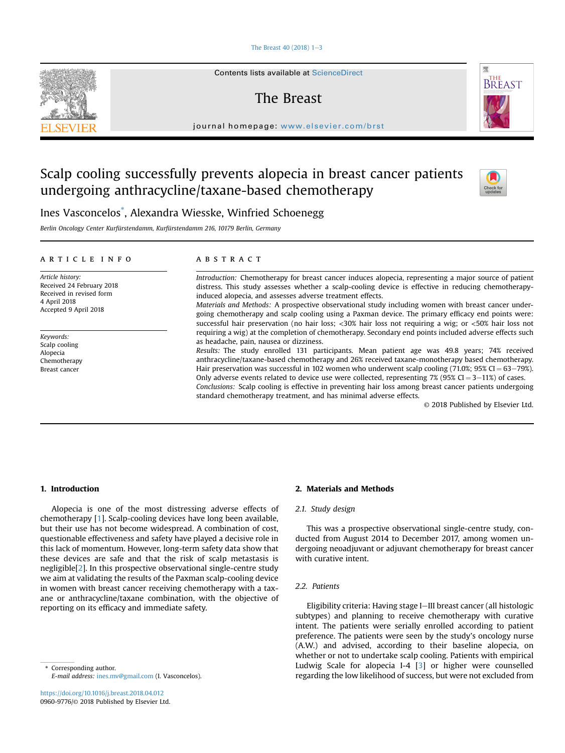# Scalp cooling successfully prevents alopecia in breast cancer patients undergoing anthracycline/taxane-based chemotherapy

Ines Vasconcelos*, Alexandra Wiesske, Winfried Schoenegg

*Berlin Oncology Center Kurfürstendamm, Kurfürstendamm 216, 10179 Berlin, Germany*

## ARTICLE INFO

*Article history:*
Received 24 February 2018
Received in revised form
4 April 2018
Accepted 9 April 2018

*Keywords:*
Scalp cooling
Alopecia
Chemotherapy
Breast cancer

## ABSTRACT

*Introduction:* Chemotherapy for breast cancer induces alopecia, representing a major source of patient distress. This study assesses whether a scalp-cooling device is effective in reducing chemotherapy-induced alopecia, and assesses adverse treatment effects.

*Materials and Methods:* A prospective observational study including women with breast cancer undergoing chemotherapy and scalp cooling using a Paxman device. The primary efficacy end points were: successful hair preservation (no hair loss; <30% hair loss not requiring a wig; or <50% hair loss not requiring a wig) at the completion of chemotherapy. Secondary end points included adverse effects such as headache, pain, nausea or dizziness.

*Results:* The study enrolled 131 participants. Mean patient age was 49.8 years; 74% received anthracycline/taxane-based chemotherapy and 26% received taxane-monotherapy based chemotherapy. Hair preservation was successful in 102 women who underwent scalp cooling (71.0%; 95% CI = 63–79%). Only adverse events related to device use were collected, representing 7% (95% CI = 3–11%) of cases.

*Conclusions:* Scalp cooling is effective in preventing hair loss among breast cancer patients undergoing standard chemotherapy treatment, and has minimal adverse effects.

© 2018 Published by Elsevier Ltd.

## 1. Introduction

Alopecia is one of the most distressing adverse effects of chemotherapy [1]. Scalp-cooling devices have long been available, but their use has not become widespread. A combination of cost, questionable effectiveness and safety have played a decisive role in this lack of momentum. However, long-term safety data show that these devices are safe and that the risk of scalp metastasis is negligible[2]. In this prospective observational single-centre study we aim at validating the results of the Paxman scalp-cooling device in women with breast cancer receiving chemotherapy with a taxane or anthracycline/taxane combination, with the objective of reporting on its efficacy and immediate safety.

## 2. Materials and Methods

### 2.1. Study design

This was a prospective observational single-centre study, conducted from August 2014 to December 2017, among women undergoing neoadjuvant or adjuvant chemotherapy for breast cancer with curative intent.

### 2.2. Patients

Eligibility criteria: Having stage I–III breast cancer (all histologic subtypes) and planning to receive chemotherapy with curative intent. The patients were serially enrolled according to patient preference. The patients were seen by the study's oncology nurse (A.W.) and advised, according to their baseline alopecia, on whether or not to undertake scalp cooling. Patients with empirical Ludwig Scale for alopecia I-4 [3] or higher were counselled regarding the low likelihood of success, but were not excluded from

* Corresponding author.
*E-mail address:* ines.mv@gmail.com (I. Vasconcelos).

https://doi.org/10.1016/j.breast.2018.04.012
0960-9776/© 2018 Published by Elsevier Ltd.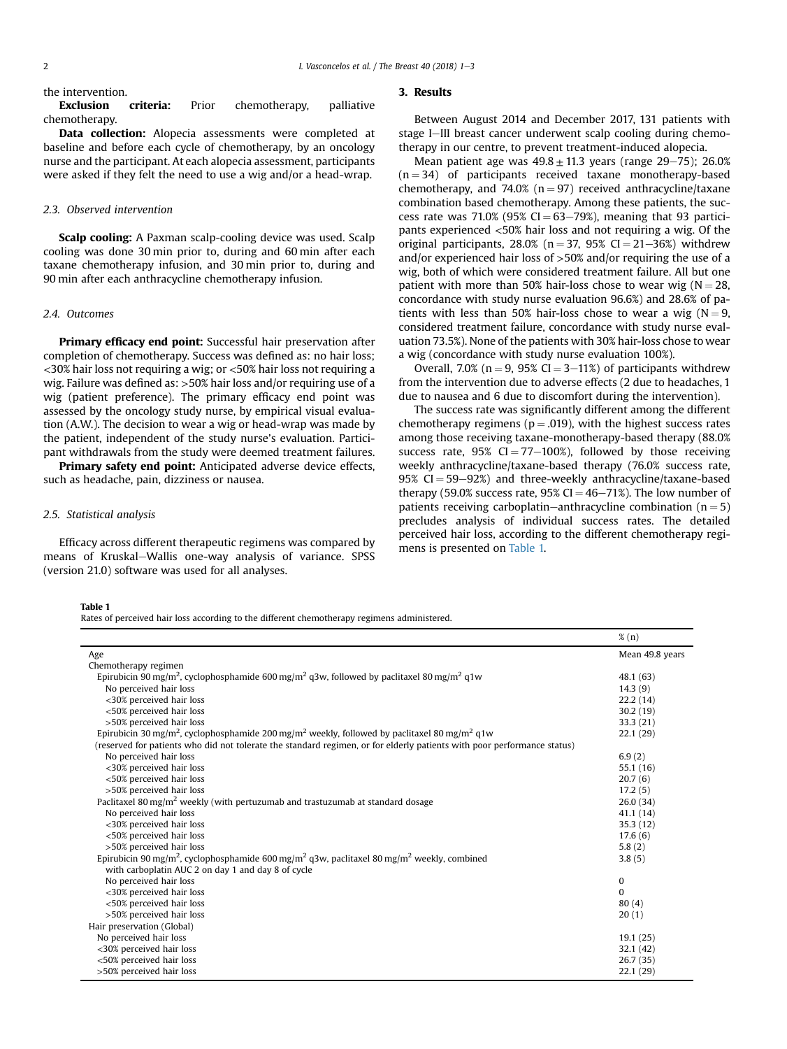the intervention.

**Exclusion criteria:** Prior chemotherapy, palliative chemotherapy.

**Data collection:** Alopecia assessments were completed at baseline and before each cycle of chemotherapy, by an oncology nurse and the participant. At each alopecia assessment, participants were asked if they felt the need to use a wig and/or a head-wrap.

### 2.3. Observed intervention

**Scalp cooling:** A Paxman scalp-cooling device was used. Scalp cooling was done 30 min prior to, during and 60 min after each taxane chemotherapy infusion, and 30 min prior to, during and 90 min after each anthracycline chemotherapy infusion.

### 2.4. Outcomes

**Primary efficacy end point:** Successful hair preservation after completion of chemotherapy. Success was defined as: no hair loss; <30% hair loss not requiring a wig; or <50% hair loss not requiring a wig. Failure was defined as: >50% hair loss and/or requiring use of a wig (patient preference). The primary efficacy end point was assessed by the oncology study nurse, by empirical visual evaluation (A.W.). The decision to wear a wig or head-wrap was made by the patient, independent of the study nurse's evaluation. Participant withdrawals from the study were deemed treatment failures.

**Primary safety end point:** Anticipated adverse device effects, such as headache, pain, dizziness or nausea.

### 2.5. Statistical analysis

Efficacy across different therapeutic regimens was compared by means of Kruskal–Wallis one-way analysis of variance. SPSS (version 21.0) software was used for all analyses.

## 3. Results

Between August 2014 and December 2017, 131 patients with stage I–III breast cancer underwent scalp cooling during chemotherapy in our centre, to prevent treatment-induced alopecia.

Mean patient age was $49.8 \pm 11.3$ years (range 29–75); 26.0% (n = 34) of participants received taxane monotherapy-based chemotherapy, and 74.0% (n = 97) received anthracycline/taxane combination based chemotherapy. Among these patients, the success rate was 71.0% (95% CI = 63–79%), meaning that 93 participants experienced <50% hair loss and not requiring a wig. Of the original participants, 28.0% (n = 37, 95% CI = 21–36%) withdrew and/or experienced hair loss of >50% and/or requiring the use of a wig, both of which were considered treatment failure. All but one patient with more than 50% hair-loss chose to wear wig (N = 28, concordance with study nurse evaluation 96.6%) and 28.6% of patients with less than 50% hair-loss chose to wear a wig (N = 9, considered treatment failure, concordance with study nurse evaluation 73.5%). None of the patients with 30% hair-loss chose to wear a wig (concordance with study nurse evaluation 100%).

Overall, 7.0% (n = 9, 95% CI = 3–11%) of participants withdrew from the intervention due to adverse effects (2 due to headaches, 1 due to nausea and 6 due to discomfort during the intervention).

The success rate was significantly different among the different chemotherapy regimens (p = .019), with the highest success rates among those receiving taxane-monotherapy-based therapy (88.0% success rate, 95% CI = 77–100%), followed by those receiving weekly anthracycline/taxane-based therapy (76.0% success rate, 95% CI = 59–92%) and three-weekly anthracycline/taxane-based therapy (59.0% success rate, 95% CI = 46–71%). The low number of patients receiving carboplatin–anthracycline combination (n = 5) precludes analysis of individual success rates. The detailed perceived hair loss, according to the different chemotherapy regimens is presented on Table 1.

**Table 1**
Rates of perceived hair loss according to the different chemotherapy regimens administered.

| | % (n) |
|---|---|
| Age | Mean 49.8 years |
| Chemotherapy regimen | |
| Epirubicin 90 mg/m$^2$, cyclophosphamide 600 mg/m$^2$ q3w, followed by paclitaxel 80 mg/m$^2$ q1w | 48.1 (63) |
| No perceived hair loss | 14.3 (9) |
| <30% perceived hair loss | 22.2 (14) |
| <50% perceived hair loss | 30.2 (19) |
| >50% perceived hair loss | 33.3 (21) |
| Epirubicin 30 mg/m$^2$, cyclophosphamide 200 mg/m$^2$ weekly, followed by paclitaxel 80 mg/m$^2$ q1w | 22.1 (29) |
| (reserved for patients who did not tolerate the standard regimen, or for elderly patients with poor performance status) | |
| No perceived hair loss | 6.9 (2) |
| <30% perceived hair loss | 55.1 (16) |
| <50% perceived hair loss | 20.7 (6) |
| >50% perceived hair loss | 17.2 (5) |
| Paclitaxel 80 mg/m$^2$ weekly (with pertuzumab and trastuzumab at standard dosage | 26.0 (34) |
| No perceived hair loss | 41.1 (14) |
| <30% perceived hair loss | 35.3 (12) |
| <50% perceived hair loss | 17.6 (6) |
| >50% perceived hair loss | 5.8 (2) |
| Epirubicin 90 mg/m$^2$, cyclophosphamide 600 mg/m$^2$ q3w, paclitaxel 80 mg/m$^2$ weekly, combined with carboplatin AUC 2 on day 1 and day 8 of cycle | 3.8 (5) |
| No perceived hair loss | 0 |
| <30% perceived hair loss | 0 |
| <50% perceived hair loss | 80 (4) |
| >50% perceived hair loss | 20 (1) |
| Hair preservation (Global) | |
| No perceived hair loss | 19.1 (25) |
| <30% perceived hair loss | 32.1 (42) |
| <50% perceived hair loss | 26.7 (35) |
| >50% perceived hair loss | 22.1 (29) |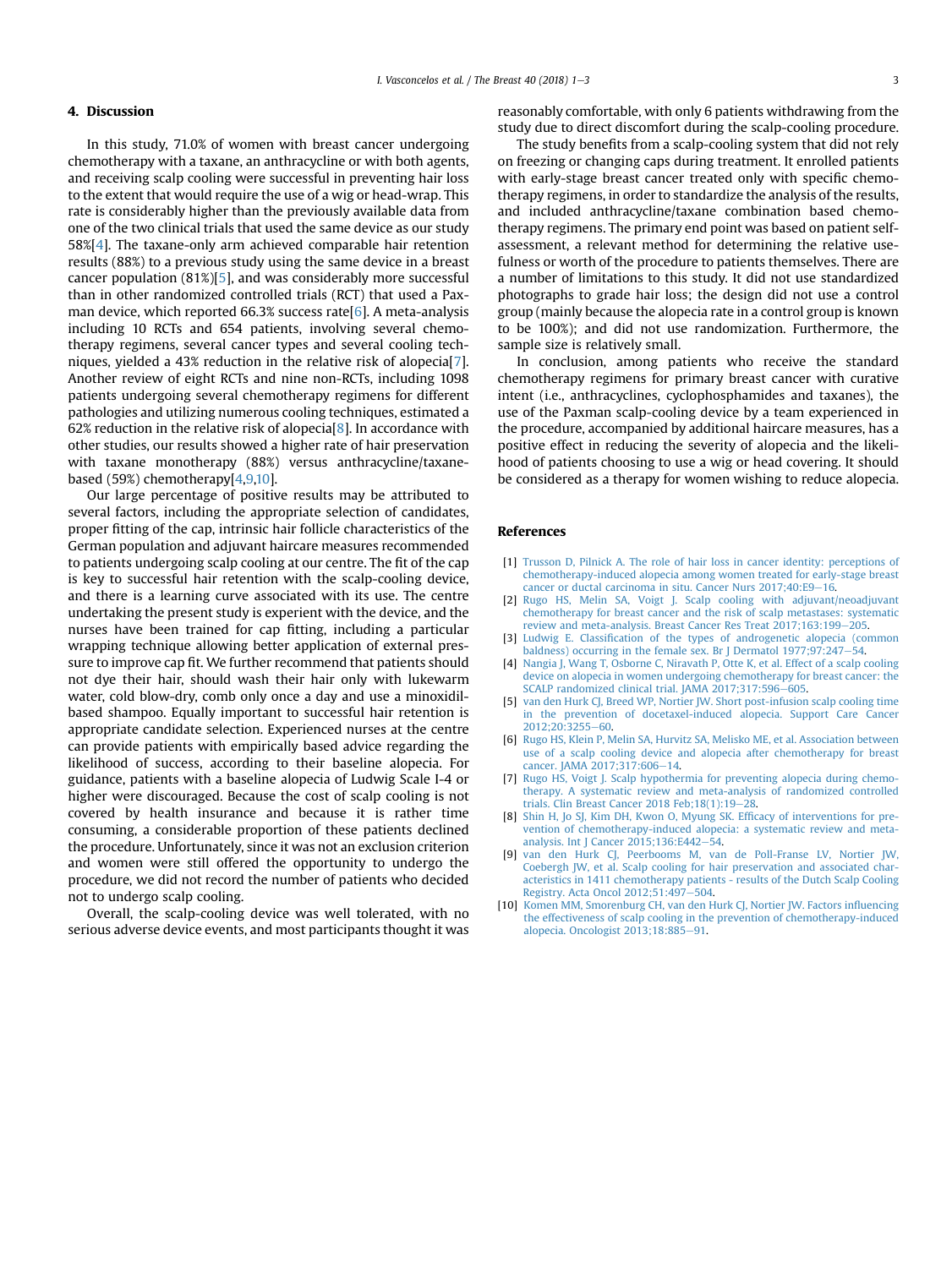## 4. Discussion

In this study, 71.0% of women with breast cancer undergoing chemotherapy with a taxane, an anthracycline or with both agents, and receiving scalp cooling were successful in preventing hair loss to the extent that would require the use of a wig or head-wrap. This rate is considerably higher than the previously available data from one of the two clinical trials that used the same device as our study 58%[4]. The taxane-only arm achieved comparable hair retention results (88%) to a previous study using the same device in a breast cancer population (81%)[5], and was considerably more successful than in other randomized controlled trials (RCT) that used a Paxman device, which reported 66.3% success rate[6]. A meta-analysis including 10 RCTs and 654 patients, involving several chemotherapy regimens, several cancer types and several cooling techniques, yielded a 43% reduction in the relative risk of alopecia[7]. Another review of eight RCTs and nine non-RCTs, including 1098 patients undergoing several chemotherapy regimens for different pathologies and utilizing numerous cooling techniques, estimated a 62% reduction in the relative risk of alopecia[8]. In accordance with other studies, our results showed a higher rate of hair preservation with taxane monotherapy (88%) versus anthracycline/taxane-based (59%) chemotherapy[4,9,10].

Our large percentage of positive results may be attributed to several factors, including the appropriate selection of candidates, proper fitting of the cap, intrinsic hair follicle characteristics of the German population and adjuvant haircare measures recommended to patients undergoing scalp cooling at our centre. The fit of the cap is key to successful hair retention with the scalp-cooling device, and there is a learning curve associated with its use. The centre undertaking the present study is experient with the device, and the nurses have been trained for cap fitting, including a particular wrapping technique allowing better application of external pressure to improve cap fit. We further recommend that patients should not dye their hair, should wash their hair only with lukewarm water, cold blow-dry, comb only once a day and use a minoxidil-based shampoo. Equally important to successful hair retention is appropriate candidate selection. Experienced nurses at the centre can provide patients with empirically based advice regarding the likelihood of success, according to their baseline alopecia. For guidance, patients with a baseline alopecia of Ludwig Scale I-4 or higher were discouraged. Because the cost of scalp cooling is not covered by health insurance and because it is rather time consuming, a considerable proportion of these patients declined the procedure. Unfortunately, since it was not an exclusion criterion and women were still offered the opportunity to undergo the procedure, we did not record the number of patients who decided not to undergo scalp cooling.

Overall, the scalp-cooling device was well tolerated, with no serious adverse device events, and most participants thought it was reasonably comfortable, with only 6 patients withdrawing from the study due to direct discomfort during the scalp-cooling procedure.

The study benefits from a scalp-cooling system that did not rely on freezing or changing caps during treatment. It enrolled patients with early-stage breast cancer treated only with specific chemotherapy regimens, in order to standardize the analysis of the results, and included anthracycline/taxane combination based chemotherapy regimens. The primary end point was based on patient self-assessment, a relevant method for determining the relative usefulness or worth of the procedure to patients themselves. There are a number of limitations to this study. It did not use standardized photographs to grade hair loss; the design did not use a control group (mainly because the alopecia rate in a control group is known to be 100%); and did not use randomization. Furthermore, the sample size is relatively small.

In conclusion, among patients who receive the standard chemotherapy regimens for primary breast cancer with curative intent (i.e., anthracyclines, cyclophosphamides and taxanes), the use of the Paxman scalp-cooling device by a team experienced in the procedure, accompanied by additional haircare measures, has a positive effect in reducing the severity of alopecia and the likelihood of patients choosing to use a wig or head covering. It should be considered as a therapy for women wishing to reduce alopecia.

## References

[1] Trusson D, Pilnick A. The role of hair loss in cancer identity: perceptions of chemotherapy-induced alopecia among women treated for early-stage breast cancer or ductal carcinoma in situ. Cancer Nurs 2017;40:E9–16.

[2] Rugo HS, Melin SA, Voigt J. Scalp cooling with adjuvant/neoadjuvant chemotherapy for breast cancer and the risk of scalp metastases: systematic review and meta-analysis. Breast Cancer Res Treat 2017;163:199–205.

[3] Ludwig E. Classification of the types of androgenetic alopecia (common baldness) occurring in the female sex. Br J Dermatol 1977;97:247–54.

[4] Nangia J, Wang T, Osborne C, Niravath P, Otte K, et al. Effect of a scalp cooling device on alopecia in women undergoing chemotherapy for breast cancer: the SCALP randomized clinical trial. JAMA 2017;317:596–605.

[5] van den Hurk CJ, Breed WP, Nortier JW. Short post-infusion scalp cooling time in the prevention of docetaxel-induced alopecia. Support Care Cancer 2012;20:3255–60.

[6] Rugo HS, Klein P, Melin SA, Hurvitz SA, Melisko ME, et al. Association between use of a scalp cooling device and alopecia after chemotherapy for breast cancer. JAMA 2017;317:606–14.

[7] Rugo HS, Voigt J. Scalp hypothermia for preventing alopecia during chemotherapy. A systematic review and meta-analysis of randomized controlled trials. Clin Breast Cancer 2018 Feb;18(1):19–28.

[8] Shin H, Jo SJ, Kim DH, Kwon O, Myung SK. Efficacy of interventions for prevention of chemotherapy-induced alopecia: a systematic review and meta-analysis. Int J Cancer 2015;136:E442–54.

[9] van den Hurk CJ, Peerbooms M, van de Poll-Franse LV, Nortier JW, Coebergh JW, et al. Scalp cooling for hair preservation and associated characteristics in 1411 chemotherapy patients - results of the Dutch Scalp Cooling Registry. Acta Oncol 2012;51:497–504.

[10] Komen MM, Smorenburg CH, van den Hurk CJ, Nortier JW. Factors influencing the effectiveness of scalp cooling in the prevention of chemotherapy-induced alopecia. Oncologist 2013;18:885–91.